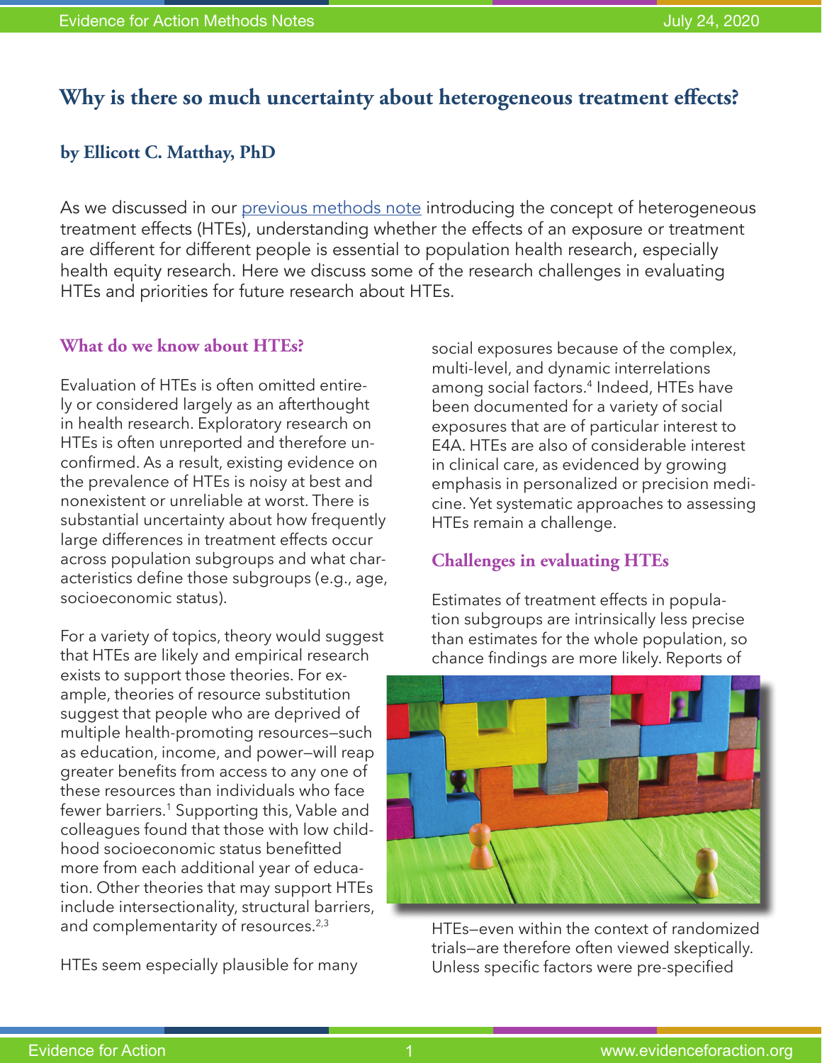# Why is there so much uncertainty about heterogeneous treatment effects?

**by Ellicott C. Matthay, PhD**

As we discussed in our previous methods note introducing the concept of heterogeneous treatment effects (HTEs), understanding whether the effects of an exposure or treatment are different for different people is essential to population health research, especially health equity research. Here we discuss some of the research challenges in evaluating HTEs and priorities for future research about HTEs.

## What do we know about HTEs?

Evaluation of HTEs is often omitted entirely or considered largely as an afterthought in health research. Exploratory research on HTEs is often unreported and therefore unconfirmed. As a result, existing evidence on the prevalence of HTEs is noisy at best and nonexistent or unreliable at worst. There is substantial uncertainty about how frequently large differences in treatment effects occur across population subgroups and what characteristics define those subgroups (e.g., age, socioeconomic status).

For a variety of topics, theory would suggest that HTEs are likely and empirical research exists to support those theories. For example, theories of resource substitution suggest that people who are deprived of multiple health-promoting resources—such as education, income, and power—will reap greater benefits from access to any one of these resources than individuals who face fewer barriers.[1] Supporting this, Vable and colleagues found that those with low childhood socioeconomic status benefitted more from each additional year of education. Other theories that may support HTEs include intersectionality, structural barriers, and complementarity of resources.[2,3]

HTEs seem especially plausible for many social exposures because of the complex, multi-level, and dynamic interrelations among social factors.[4] Indeed, HTEs have been documented for a variety of social exposures that are of particular interest to E4A. HTEs are also of considerable interest in clinical care, as evidenced by growing emphasis in personalized or precision medicine. Yet systematic approaches to assessing HTEs remain a challenge.

## Challenges in evaluating HTEs

Estimates of treatment effects in population subgroups are intrinsically less precise than estimates for the whole population, so chance findings are more likely. Reports of HTEs—even within the context of randomized trials—are therefore often viewed skeptically. Unless specific factors were pre-specified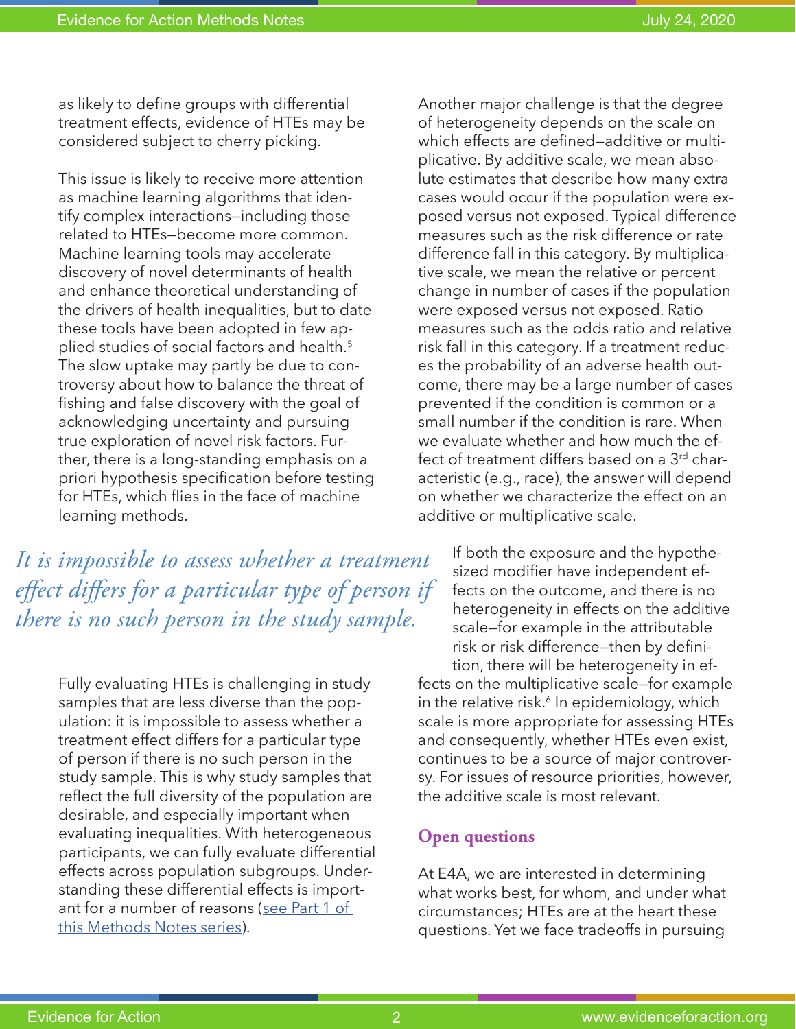as likely to define groups with differential treatment effects, evidence of HTEs may be considered subject to cherry picking.

This issue is likely to receive more attention as machine learning algorithms that identify complex interactions—including those related to HTEs—become more common. Machine learning tools may accelerate discovery of novel determinants of health and enhance theoretical understanding of the drivers of health inequalities, but to date these tools have been adopted in few applied studies of social factors and health.[5] The slow uptake may partly be due to controversy about how to balance the threat of fishing and false discovery with the goal of acknowledging uncertainty and pursuing true exploration of novel risk factors. Further, there is a long-standing emphasis on a priori hypothesis specification before testing for HTEs, which flies in the face of machine learning methods.

*It is impossible to assess whether a treatment effect differs for a particular type of person if there is no such person in the study sample.*

Fully evaluating HTEs is challenging in study samples that are less diverse than the population: it is impossible to assess whether a treatment effect differs for a particular type of person if there is no such person in the study sample. This is why study samples that reflect the full diversity of the population are desirable, and especially important when evaluating inequalities. With heterogeneous participants, we can fully evaluate differential effects across population subgroups. Understanding these differential effects is important for a number of reasons ([see Part 1 of this Methods Notes series]()).

Another major challenge is that the degree of heterogeneity depends on the scale on which effects are defined—additive or multiplicative. By additive scale, we mean absolute estimates that describe how many extra cases would occur if the population were exposed versus not exposed. Typical difference measures such as the risk difference or rate difference fall in this category. By multiplicative scale, we mean the relative or percent change in number of cases if the population were exposed versus not exposed. Ratio measures such as the odds ratio and relative risk fall in this category. If a treatment reduces the probability of an adverse health outcome, there may be a large number of cases prevented if the condition is common or a small number if the condition is rare. When we evaluate whether and how much the effect of treatment differs based on a 3rd characteristic (e.g., race), the answer will depend on whether we characterize the effect on an additive or multiplicative scale.

If both the exposure and the hypothesized modifier have independent effects on the outcome, and there is no heterogeneity in effects on the additive scale—for example in the attributable risk or risk difference—then by definition, there will be heterogeneity in effects on the multiplicative scale—for example in the relative risk.[6] In epidemiology, which scale is more appropriate for assessing HTEs and consequently, whether HTEs even exist, continues to be a source of major controversy. For issues of resource priorities, however, the additive scale is most relevant.

## Open questions

At E4A, we are interested in determining what works best, for whom, and under what circumstances; HTEs are at the heart these questions. Yet we face tradeoffs in pursuing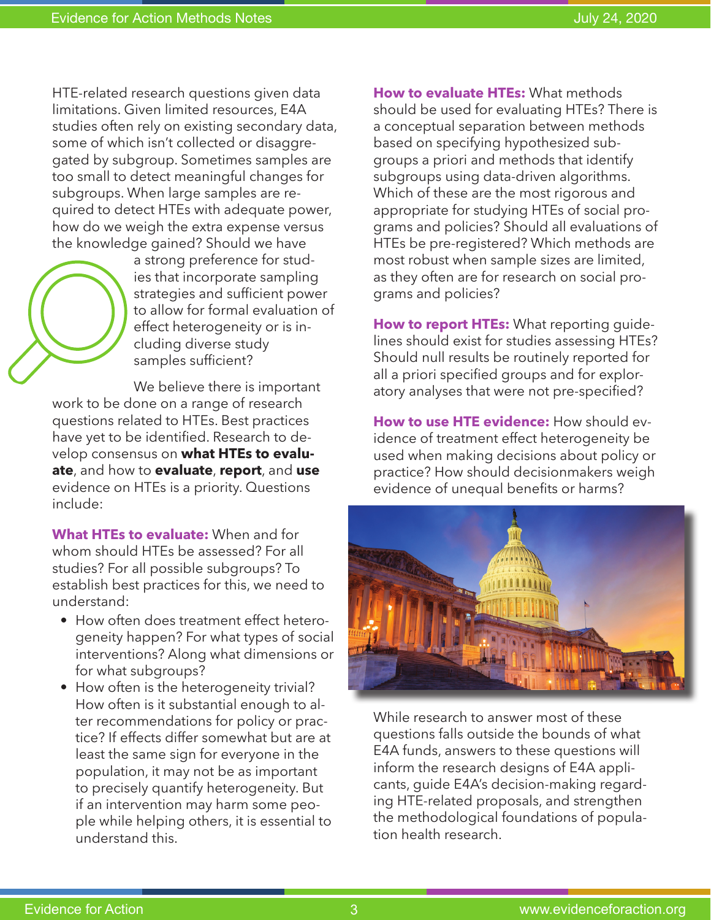HTE-related research questions given data limitations. Given limited resources, E4A studies often rely on existing secondary data, some of which isn't collected or disaggregated by subgroup. Sometimes samples are too small to detect meaningful changes for subgroups. When large samples are required to detect HTEs with adequate power, how do we weigh the extra expense versus the knowledge gained? Should we have a strong preference for studies that incorporate sampling strategies and sufficient power to allow for formal evaluation of effect heterogeneity or is including diverse study samples sufficient?

We believe there is important work to be done on a range of research questions related to HTEs. Best practices have yet to be identified. Research to develop consensus on **what HTEs to evaluate**, and how to **evaluate**, **report**, and **use** evidence on HTEs is a priority. Questions include:

**What HTEs to evaluate:** When and for whom should HTEs be assessed? For all studies? For all possible subgroups? To establish best practices for this, we need to understand:

- How often does treatment effect heterogeneity happen? For what types of social interventions? Along what dimensions or for what subgroups?
- How often is the heterogeneity trivial? How often is it substantial enough to alter recommendations for policy or practice? If effects differ somewhat but are at least the same sign for everyone in the population, it may not be as important to precisely quantify heterogeneity. But if an intervention may harm some people while helping others, it is essential to understand this.

**How to evaluate HTEs:** What methods should be used for evaluating HTEs? There is a conceptual separation between methods based on specifying hypothesized subgroups a priori and methods that identify subgroups using data-driven algorithms. Which of these are the most rigorous and appropriate for studying HTEs of social programs and policies? Should all evaluations of HTEs be pre-registered? Which methods are most robust when sample sizes are limited, as they often are for research on social programs and policies?

**How to report HTEs:** What reporting guidelines should exist for studies assessing HTEs? Should null results be routinely reported for all a priori specified groups and for exploratory analyses that were not pre-specified?

**How to use HTE evidence:** How should evidence of treatment effect heterogeneity be used when making decisions about policy or practice? How should decisionmakers weigh evidence of unequal benefits or harms?

While research to answer most of these questions falls outside the bounds of what E4A funds, answers to these questions will inform the research designs of E4A applicants, guide E4A's decision-making regarding HTE-related proposals, and strengthen the methodological foundations of population health research.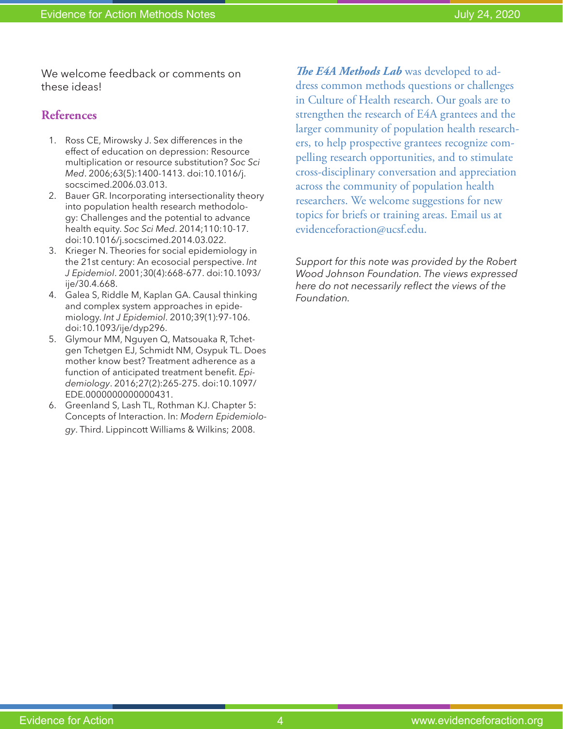We welcome feedback or comments on these ideas!

## References

1. Ross CE, Mirowsky J. Sex differences in the effect of education on depression: Resource multiplication or resource substitution? *Soc Sci Med*. 2006;63(5):1400-1413. doi:10.1016/j.socscimed.2006.03.013.
2. Bauer GR. Incorporating intersectionality theory into population health research methodology: Challenges and the potential to advance health equity. *Soc Sci Med*. 2014;110:10-17. doi:10.1016/j.socscimed.2014.03.022.
3. Krieger N. Theories for social epidemiology in the 21st century: An ecosocial perspective. *Int J Epidemiol*. 2001;30(4):668-677. doi:10.1093/ije/30.4.668.
4. Galea S, Riddle M, Kaplan GA. Causal thinking and complex system approaches in epidemiology. *Int J Epidemiol*. 2010;39(1):97-106. doi:10.1093/ije/dyp296.
5. Glymour MM, Nguyen Q, Matsouaka R, Tchetgen Tchetgen EJ, Schmidt NM, Osypuk TL. Does mother know best? Treatment adherence as a function of anticipated treatment benefit. *Epidemiology*. 2016;27(2):265-275. doi:10.1097/EDE.0000000000000431.
6. Greenland S, Lash TL, Rothman KJ. Chapter 5: Concepts of Interaction. In: *Modern Epidemiology*. Third. Lippincott Williams & Wilkins; 2008.

***The E4A Methods Lab*** was developed to address common methods questions or challenges in Culture of Health research. Our goals are to strengthen the research of E4A grantees and the larger community of population health researchers, to help prospective grantees recognize compelling research opportunities, and to stimulate cross-disciplinary conversation and appreciation across the community of population health researchers. We welcome suggestions for new topics for briefs or training areas. Email us at evidenceforaction@ucsf.edu.

*Support for this note was provided by the Robert Wood Johnson Foundation. The views expressed here do not necessarily reflect the views of the Foundation.*